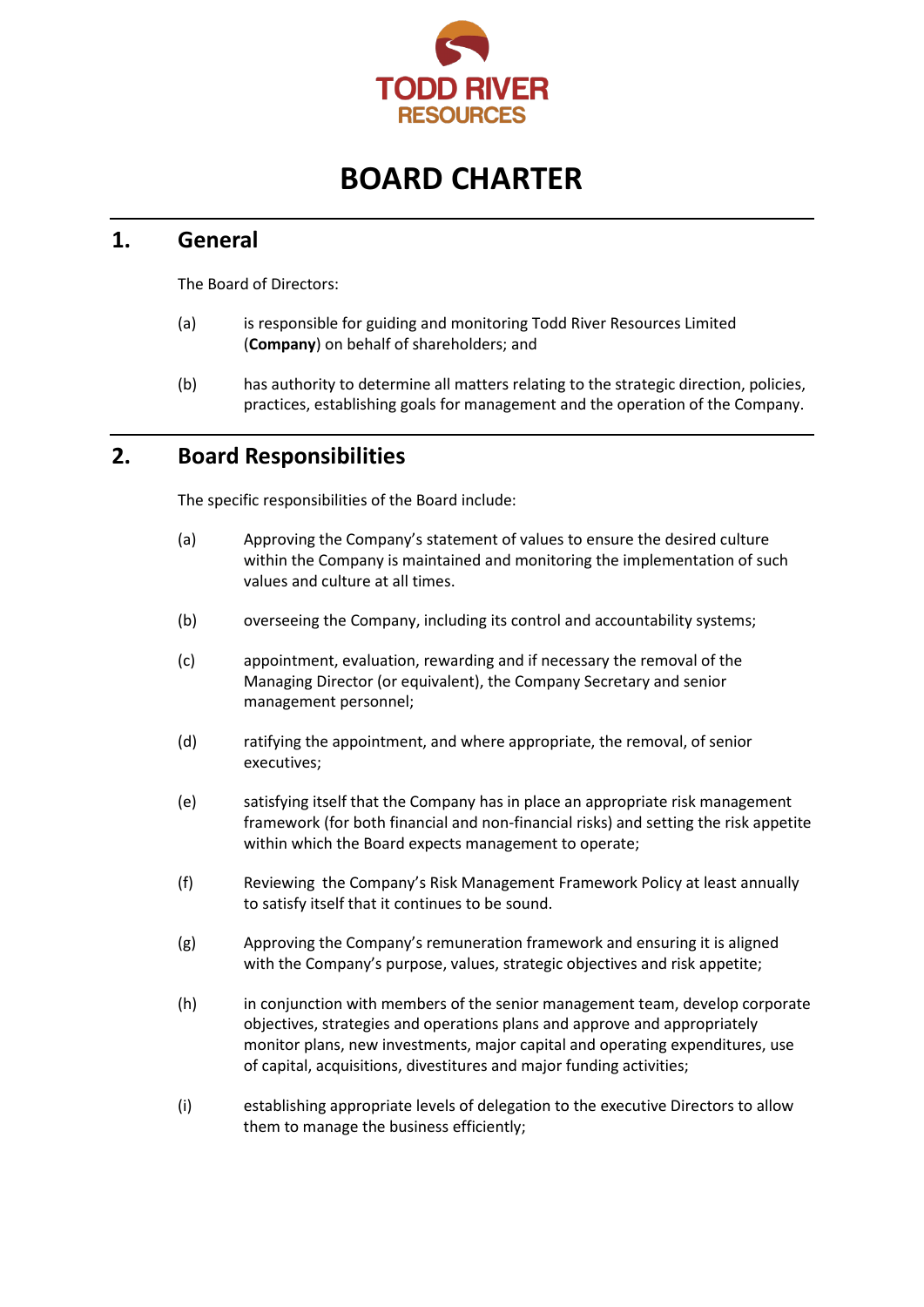# BOARD CHARTER

## 1. General

The Board of Directors:

(a) is responsible for guiding and monitoring Todd River Resources Limited (**Company**) on behalf of shareholders; and

(b) has authority to determine all matters relating to the strategic direction, policies, practices, establishing goals for management and the operation of the Company.

## 2. Board Responsibilities

The specific responsibilities of the Board include:

(a) Approving the Company's statement of values to ensure the desired culture within the Company is maintained and monitoring the implementation of such values and culture at all times.

(b) overseeing the Company, including its control and accountability systems;

(c) appointment, evaluation, rewarding and if necessary the removal of the Managing Director (or equivalent), the Company Secretary and senior management personnel;

(d) ratifying the appointment, and where appropriate, the removal, of senior executives;

(e) satisfying itself that the Company has in place an appropriate risk management framework (for both financial and non-financial risks) and setting the risk appetite within which the Board expects management to operate;

(f) Reviewing the Company's Risk Management Framework Policy at least annually to satisfy itself that it continues to be sound.

(g) Approving the Company's remuneration framework and ensuring it is aligned with the Company's purpose, values, strategic objectives and risk appetite;

(h) in conjunction with members of the senior management team, develop corporate objectives, strategies and operations plans and approve and appropriately monitor plans, new investments, major capital and operating expenditures, use of capital, acquisitions, divestitures and major funding activities;

(i) establishing appropriate levels of delegation to the executive Directors to allow them to manage the business efficiently;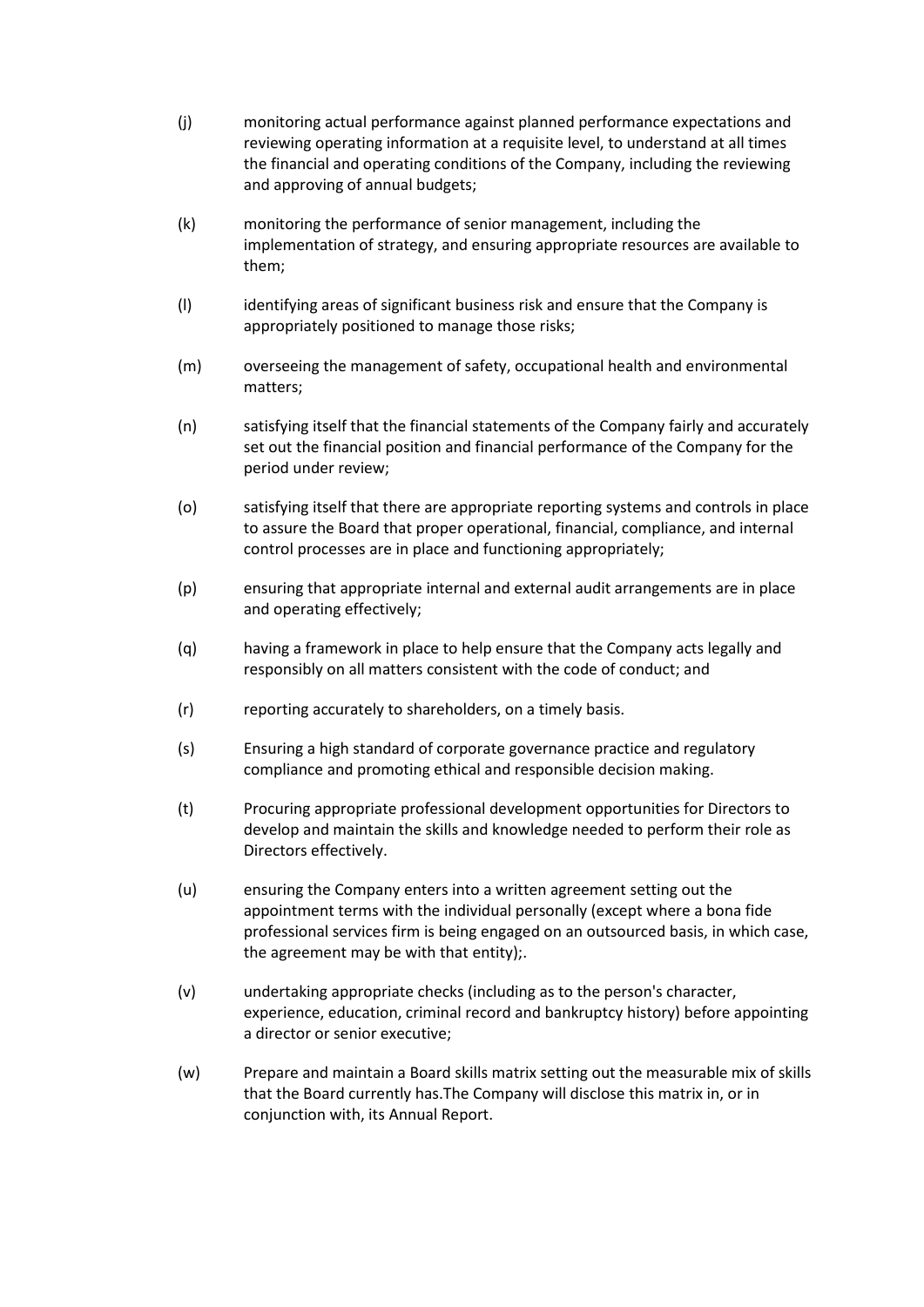(j) monitoring actual performance against planned performance expectations and reviewing operating information at a requisite level, to understand at all times the financial and operating conditions of the Company, including the reviewing and approving of annual budgets;

(k) monitoring the performance of senior management, including the implementation of strategy, and ensuring appropriate resources are available to them;

(l) identifying areas of significant business risk and ensure that the Company is appropriately positioned to manage those risks;

(m) overseeing the management of safety, occupational health and environmental matters;

(n) satisfying itself that the financial statements of the Company fairly and accurately set out the financial position and financial performance of the Company for the period under review;

(o) satisfying itself that there are appropriate reporting systems and controls in place to assure the Board that proper operational, financial, compliance, and internal control processes are in place and functioning appropriately;

(p) ensuring that appropriate internal and external audit arrangements are in place and operating effectively;

(q) having a framework in place to help ensure that the Company acts legally and responsibly on all matters consistent with the code of conduct; and

(r) reporting accurately to shareholders, on a timely basis.

(s) Ensuring a high standard of corporate governance practice and regulatory compliance and promoting ethical and responsible decision making.

(t) Procuring appropriate professional development opportunities for Directors to develop and maintain the skills and knowledge needed to perform their role as Directors effectively.

(u) ensuring the Company enters into a written agreement setting out the appointment terms with the individual personally (except where a bona fide professional services firm is being engaged on an outsourced basis, in which case, the agreement may be with that entity);.

(v) undertaking appropriate checks (including as to the person's character, experience, education, criminal record and bankruptcy history) before appointing a director or senior executive;

(w) Prepare and maintain a Board skills matrix setting out the measurable mix of skills that the Board currently has.The Company will disclose this matrix in, or in conjunction with, its Annual Report.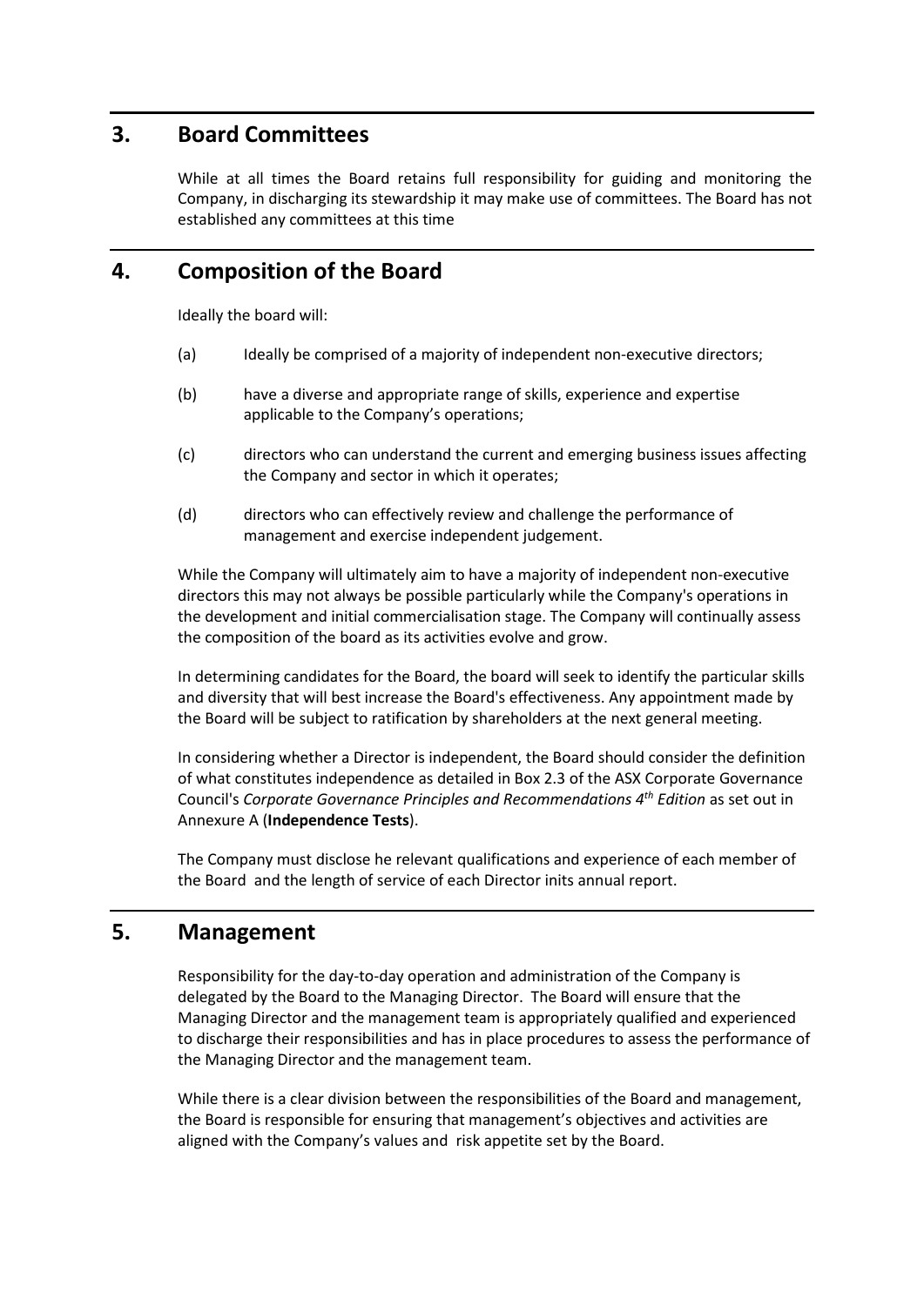## 3. Board Committees

While at all times the Board retains full responsibility for guiding and monitoring the Company, in discharging its stewardship it may make use of committees. The Board has not established any committees at this time

## 4. Composition of the Board

Ideally the board will:

(a) Ideally be comprised of a majority of independent non-executive directors;

(b) have a diverse and appropriate range of skills, experience and expertise applicable to the Company's operations;

(c) directors who can understand the current and emerging business issues affecting the Company and sector in which it operates;

(d) directors who can effectively review and challenge the performance of management and exercise independent judgement.

While the Company will ultimately aim to have a majority of independent non-executive directors this may not always be possible particularly while the Company's operations in the development and initial commercialisation stage. The Company will continually assess the composition of the board as its activities evolve and grow.

In determining candidates for the Board, the board will seek to identify the particular skills and diversity that will best increase the Board's effectiveness. Any appointment made by the Board will be subject to ratification by shareholders at the next general meeting.

In considering whether a Director is independent, the Board should consider the definition of what constitutes independence as detailed in Box 2.3 of the ASX Corporate Governance Council's *Corporate Governance Principles and Recommendations 4th Edition* as set out in Annexure A (**Independence Tests**).

The Company must disclose he relevant qualifications and experience of each member of the Board and the length of service of each Director inits annual report.

## 5. Management

Responsibility for the day-to-day operation and administration of the Company is delegated by the Board to the Managing Director. The Board will ensure that the Managing Director and the management team is appropriately qualified and experienced to discharge their responsibilities and has in place procedures to assess the performance of the Managing Director and the management team.

While there is a clear division between the responsibilities of the Board and management, the Board is responsible for ensuring that management's objectives and activities are aligned with the Company's values and risk appetite set by the Board.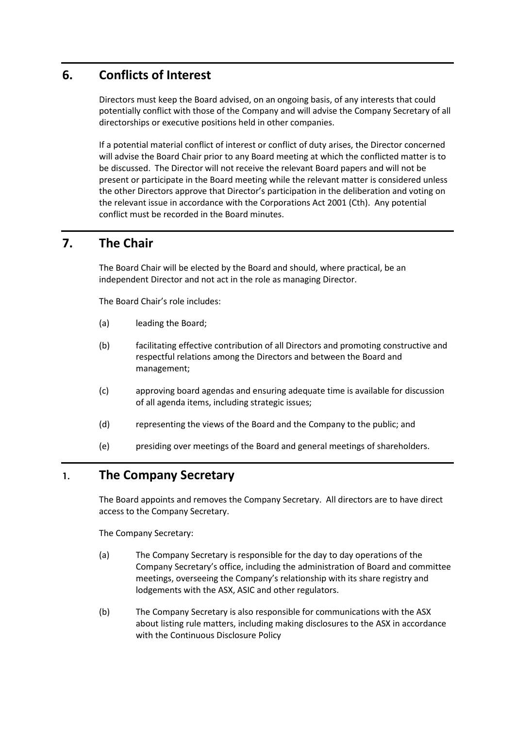## 6. Conflicts of Interest

Directors must keep the Board advised, on an ongoing basis, of any interests that could potentially conflict with those of the Company and will advise the Company Secretary of all directorships or executive positions held in other companies.

If a potential material conflict of interest or conflict of duty arises, the Director concerned will advise the Board Chair prior to any Board meeting at which the conflicted matter is to be discussed. The Director will not receive the relevant Board papers and will not be present or participate in the Board meeting while the relevant matter is considered unless the other Directors approve that Director's participation in the deliberation and voting on the relevant issue in accordance with the Corporations Act 2001 (Cth). Any potential conflict must be recorded in the Board minutes.

## 7. The Chair

The Board Chair will be elected by the Board and should, where practical, be an independent Director and not act in the role as managing Director.

The Board Chair's role includes:

(a) leading the Board;

(b) facilitating effective contribution of all Directors and promoting constructive and respectful relations among the Directors and between the Board and management;

(c) approving board agendas and ensuring adequate time is available for discussion of all agenda items, including strategic issues;

(d) representing the views of the Board and the Company to the public; and

(e) presiding over meetings of the Board and general meetings of shareholders.

## 1. The Company Secretary

The Board appoints and removes the Company Secretary. All directors are to have direct access to the Company Secretary.

The Company Secretary:

(a) The Company Secretary is responsible for the day to day operations of the Company Secretary's office, including the administration of Board and committee meetings, overseeing the Company's relationship with its share registry and lodgements with the ASX, ASIC and other regulators.

(b) The Company Secretary is also responsible for communications with the ASX about listing rule matters, including making disclosures to the ASX in accordance with the Continuous Disclosure Policy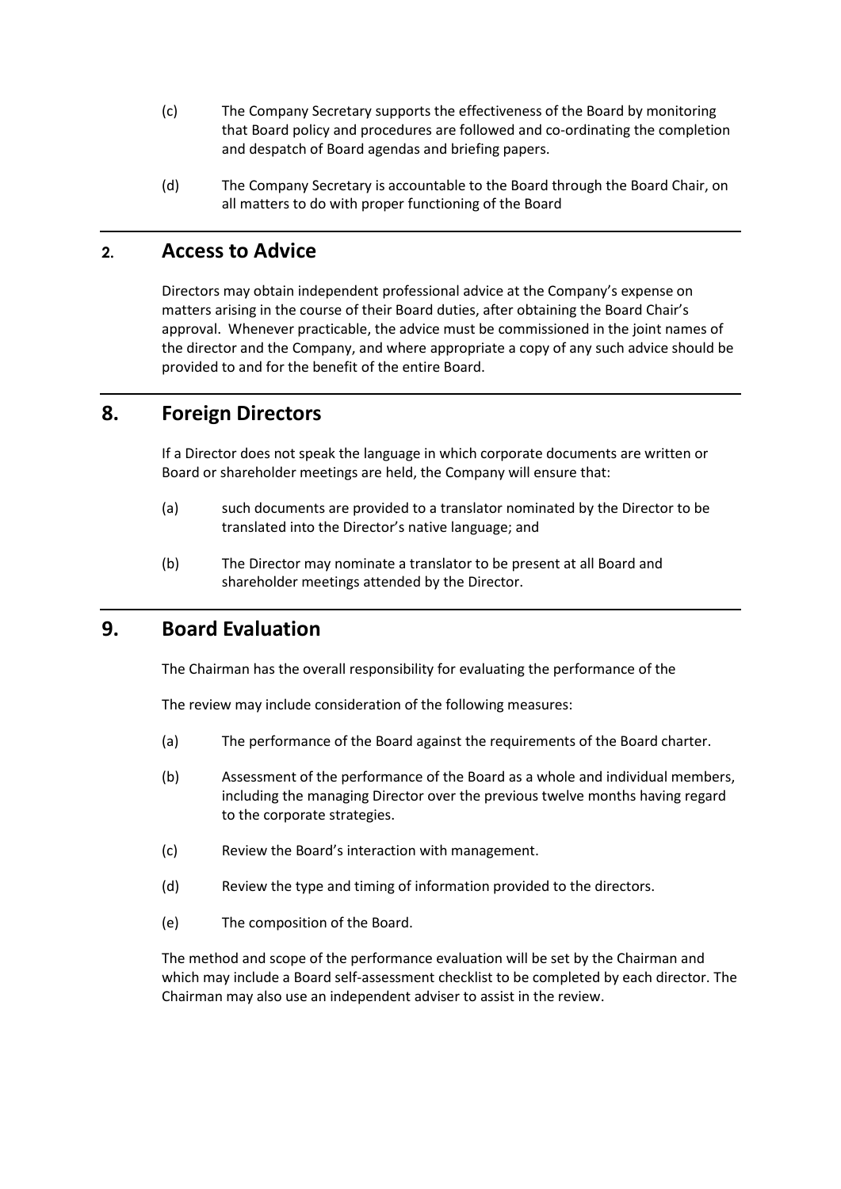(c) The Company Secretary supports the effectiveness of the Board by monitoring that Board policy and procedures are followed and co-ordinating the completion and despatch of Board agendas and briefing papers.

(d) The Company Secretary is accountable to the Board through the Board Chair, on all matters to do with proper functioning of the Board

## 2. Access to Advice

Directors may obtain independent professional advice at the Company's expense on matters arising in the course of their Board duties, after obtaining the Board Chair's approval. Whenever practicable, the advice must be commissioned in the joint names of the director and the Company, and where appropriate a copy of any such advice should be provided to and for the benefit of the entire Board.

## 8. Foreign Directors

If a Director does not speak the language in which corporate documents are written or Board or shareholder meetings are held, the Company will ensure that:

(a) such documents are provided to a translator nominated by the Director to be translated into the Director's native language; and

(b) The Director may nominate a translator to be present at all Board and shareholder meetings attended by the Director.

## 9. Board Evaluation

The Chairman has the overall responsibility for evaluating the performance of the

The review may include consideration of the following measures:

(a) The performance of the Board against the requirements of the Board charter.

(b) Assessment of the performance of the Board as a whole and individual members, including the managing Director over the previous twelve months having regard to the corporate strategies.

(c) Review the Board's interaction with management.

(d) Review the type and timing of information provided to the directors.

(e) The composition of the Board.

The method and scope of the performance evaluation will be set by the Chairman and which may include a Board self-assessment checklist to be completed by each director. The Chairman may also use an independent adviser to assist in the review.